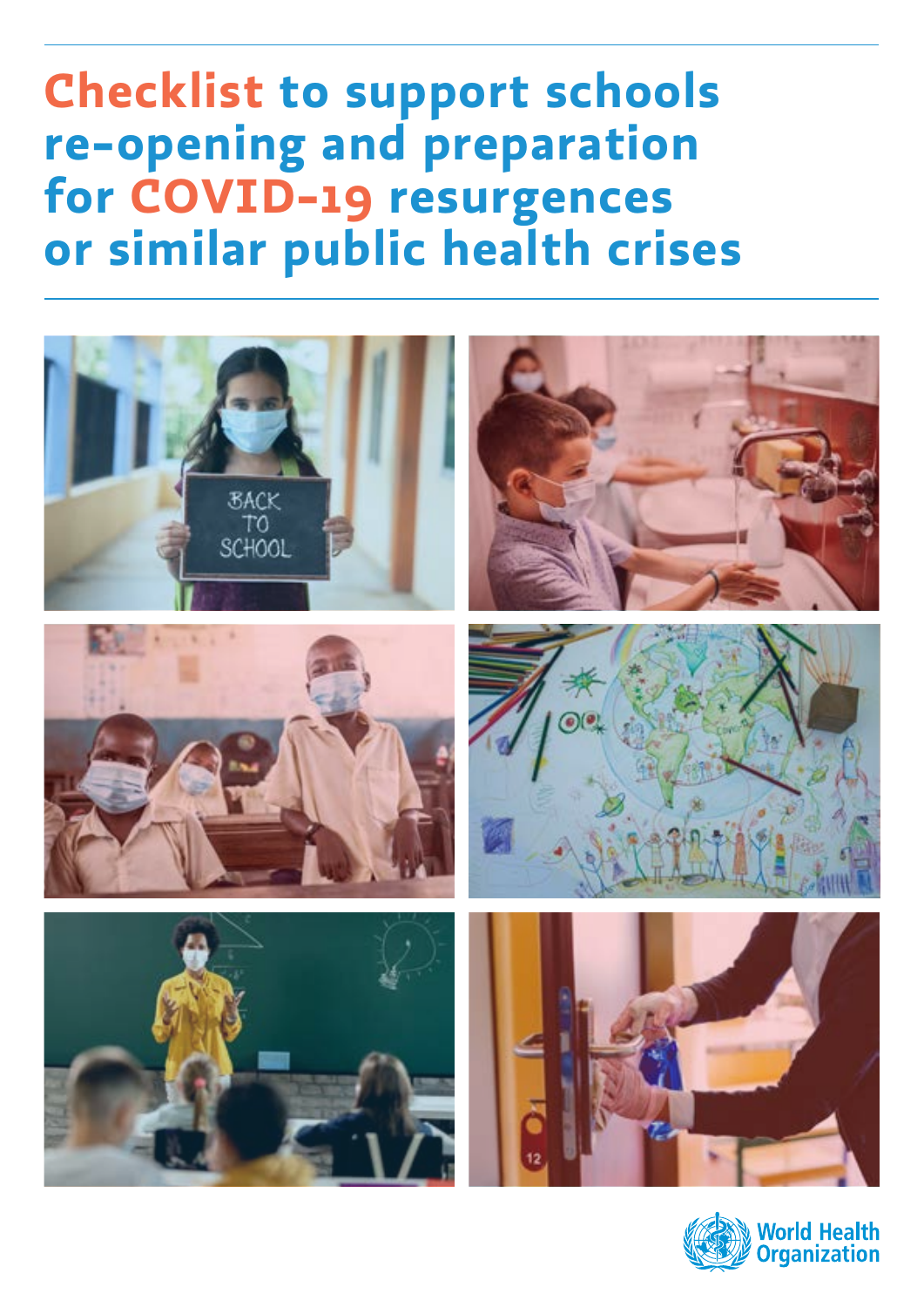# Checklist to support schools re-opening and preparation for COVID-19 resurgences or similar public health crises

World Health Organization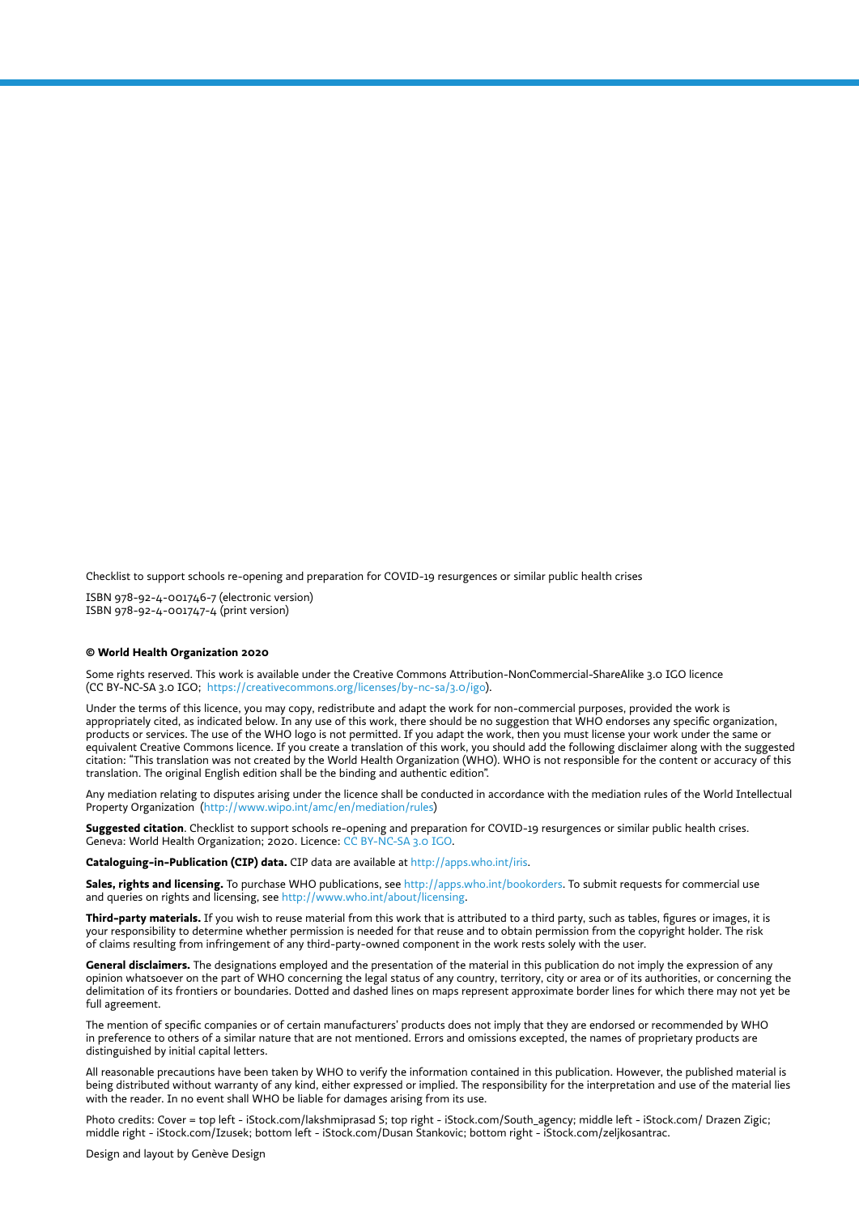Checklist to support schools re-opening and preparation for COVID-19 resurgences or similar public health crises

ISBN 978-92-4-001746-7 (electronic version)
ISBN 978-92-4-001747-4 (print version)

**© World Health Organization 2020**

Some rights reserved. This work is available under the Creative Commons Attribution-NonCommercial-ShareAlike 3.0 IGO licence (CC BY-NC-SA 3.0 IGO; https://creativecommons.org/licenses/by-nc-sa/3.0/igo).

Under the terms of this licence, you may copy, redistribute and adapt the work for non-commercial purposes, provided the work is appropriately cited, as indicated below. In any use of this work, there should be no suggestion that WHO endorses any specific organization, products or services. The use of the WHO logo is not permitted. If you adapt the work, then you must license your work under the same or equivalent Creative Commons licence. If you create a translation of this work, you should add the following disclaimer along with the suggested citation: "This translation was not created by the World Health Organization (WHO). WHO is not responsible for the content or accuracy of this translation. The original English edition shall be the binding and authentic edition".

Any mediation relating to disputes arising under the licence shall be conducted in accordance with the mediation rules of the World Intellectual Property Organization (http://www.wipo.int/amc/en/mediation/rules)

**Suggested citation**. Checklist to support schools re-opening and preparation for COVID-19 resurgences or similar public health crises. Geneva: World Health Organization; 2020. Licence: CC BY-NC-SA 3.0 IGO.

**Cataloguing-in-Publication (CIP) data.** CIP data are available at http://apps.who.int/iris.

**Sales, rights and licensing.** To purchase WHO publications, see http://apps.who.int/bookorders. To submit requests for commercial use and queries on rights and licensing, see http://www.who.int/about/licensing.

**Third-party materials.** If you wish to reuse material from this work that is attributed to a third party, such as tables, figures or images, it is your responsibility to determine whether permission is needed for that reuse and to obtain permission from the copyright holder. The risk of claims resulting from infringement of any third-party-owned component in the work rests solely with the user.

**General disclaimers.** The designations employed and the presentation of the material in this publication do not imply the expression of any opinion whatsoever on the part of WHO concerning the legal status of any country, territory, city or area or of its authorities, or concerning the delimitation of its frontiers or boundaries. Dotted and dashed lines on maps represent approximate border lines for which there may not yet be full agreement.

The mention of specific companies or of certain manufacturers' products does not imply that they are endorsed or recommended by WHO in preference to others of a similar nature that are not mentioned. Errors and omissions excepted, the names of proprietary products are distinguished by initial capital letters.

All reasonable precautions have been taken by WHO to verify the information contained in this publication. However, the published material is being distributed without warranty of any kind, either expressed or implied. The responsibility for the interpretation and use of the material lies with the reader. In no event shall WHO be liable for damages arising from its use.

Photo credits: Cover = top left - iStock.com/lakshmiprasad S; top right - iStock.com/South_agency; middle left - iStock.com/ Drazen Zigic; middle right - iStock.com/Izusek; bottom left - iStock.com/Dusan Stankovic; bottom right - iStock.com/zeljkosantrac.

Design and layout by Genève Design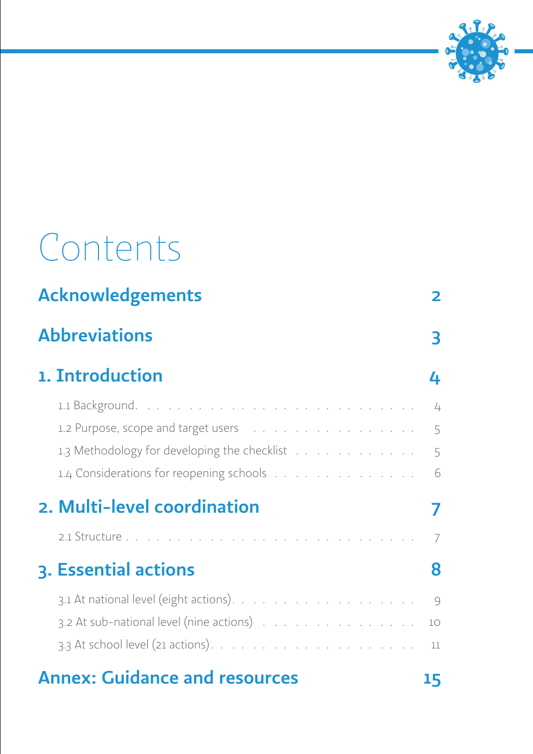# Contents

**Acknowledgements** 2

**Abbreviations** 3

**1. Introduction** 4

- 1.1 Background 4
- 1.2 Purpose, scope and target users 5
- 1.3 Methodology for developing the checklist 5
- 1.4 Considerations for reopening schools 6

**2. Multi-level coordination** 7

- 2.1 Structure 7

**3. Essential actions** 8

- 3.1 At national level (eight actions) 9
- 3.2 At sub-national level (nine actions) 10
- 3.3 At school level (21 actions) 11

**Annex: Guidance and resources** 15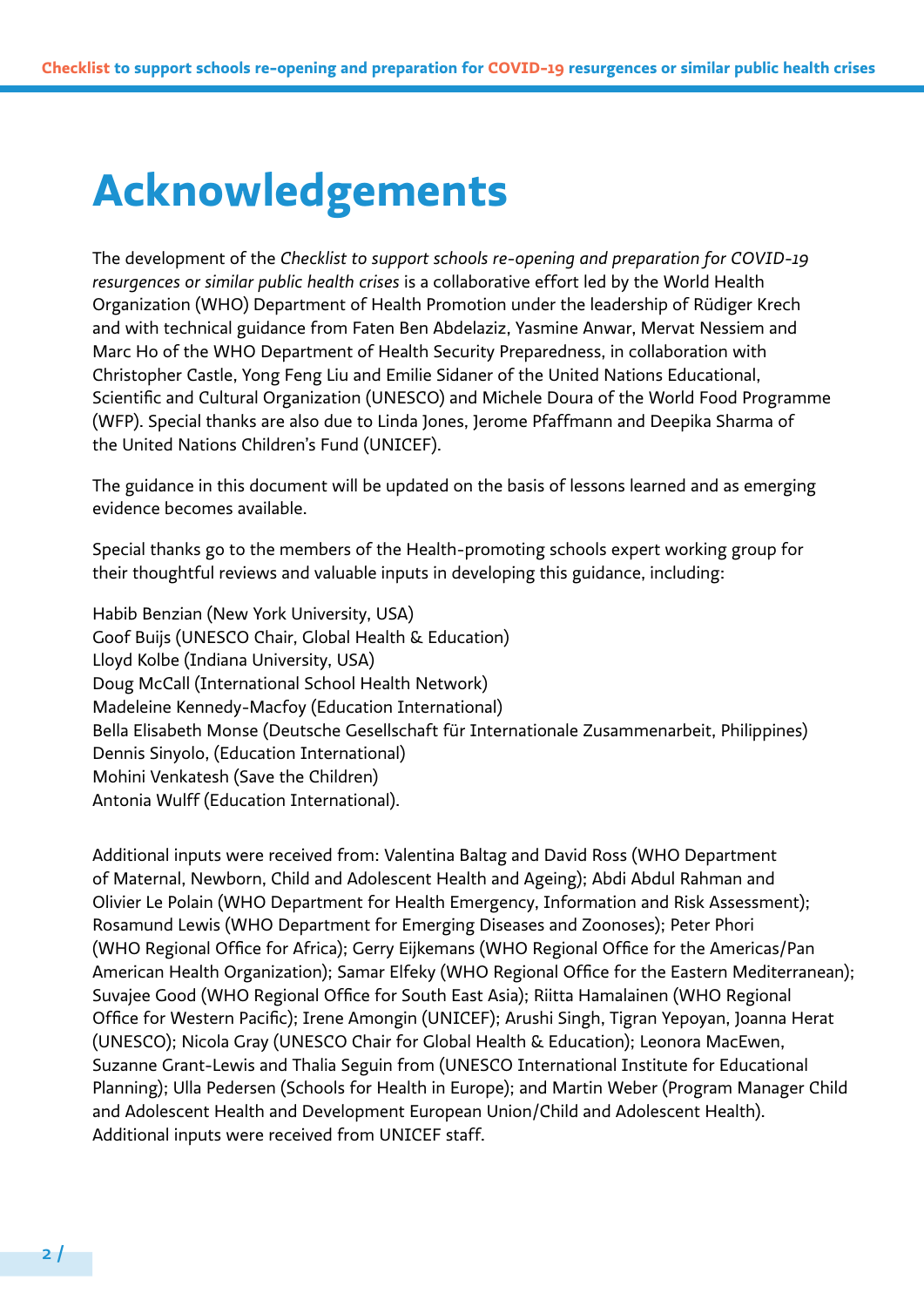# Acknowledgements

The development of the *Checklist to support schools re-opening and preparation for COVID-19 resurgences or similar public health crises* is a collaborative effort led by the World Health Organization (WHO) Department of Health Promotion under the leadership of Rüdiger Krech and with technical guidance from Faten Ben Abdelaziz, Yasmine Anwar, Mervat Nessiem and Marc Ho of the WHO Department of Health Security Preparedness, in collaboration with Christopher Castle, Yong Feng Liu and Emilie Sidaner of the United Nations Educational, Scientific and Cultural Organization (UNESCO) and Michele Doura of the World Food Programme (WFP). Special thanks are also due to Linda Jones, Jerome Pfaffmann and Deepika Sharma of the United Nations Children's Fund (UNICEF).

The guidance in this document will be updated on the basis of lessons learned and as emerging evidence becomes available.

Special thanks go to the members of the Health-promoting schools expert working group for their thoughtful reviews and valuable inputs in developing this guidance, including:

Habib Benzian (New York University, USA)
Goof Buijs (UNESCO Chair, Global Health & Education)
Lloyd Kolbe (Indiana University, USA)
Doug McCall (International School Health Network)
Madeleine Kennedy-Macfoy (Education International)
Bella Elisabeth Monse (Deutsche Gesellschaft für Internationale Zusammenarbeit, Philippines)
Dennis Sinyolo, (Education International)
Mohini Venkatesh (Save the Children)
Antonia Wulff (Education International).

Additional inputs were received from: Valentina Baltag and David Ross (WHO Department of Maternal, Newborn, Child and Adolescent Health and Ageing); Abdi Abdul Rahman and Olivier Le Polain (WHO Department for Health Emergency, Information and Risk Assessment); Rosamund Lewis (WHO Department for Emerging Diseases and Zoonoses); Peter Phori (WHO Regional Office for Africa); Gerry Eijkemans (WHO Regional Office for the Americas/Pan American Health Organization); Samar Elfeky (WHO Regional Office for the Eastern Mediterranean); Suvajee Good (WHO Regional Office for South East Asia); Riitta Hamalainen (WHO Regional Office for Western Pacific); Irene Amongin (UNICEF); Arushi Singh, Tigran Yepoyan, Joanna Herat (UNESCO); Nicola Gray (UNESCO Chair for Global Health & Education); Leonora MacEwen, Suzanne Grant-Lewis and Thalia Seguin from (UNESCO International Institute for Educational Planning); Ulla Pedersen (Schools for Health in Europe); and Martin Weber (Program Manager Child and Adolescent Health and Development European Union/Child and Adolescent Health). Additional inputs were received from UNICEF staff.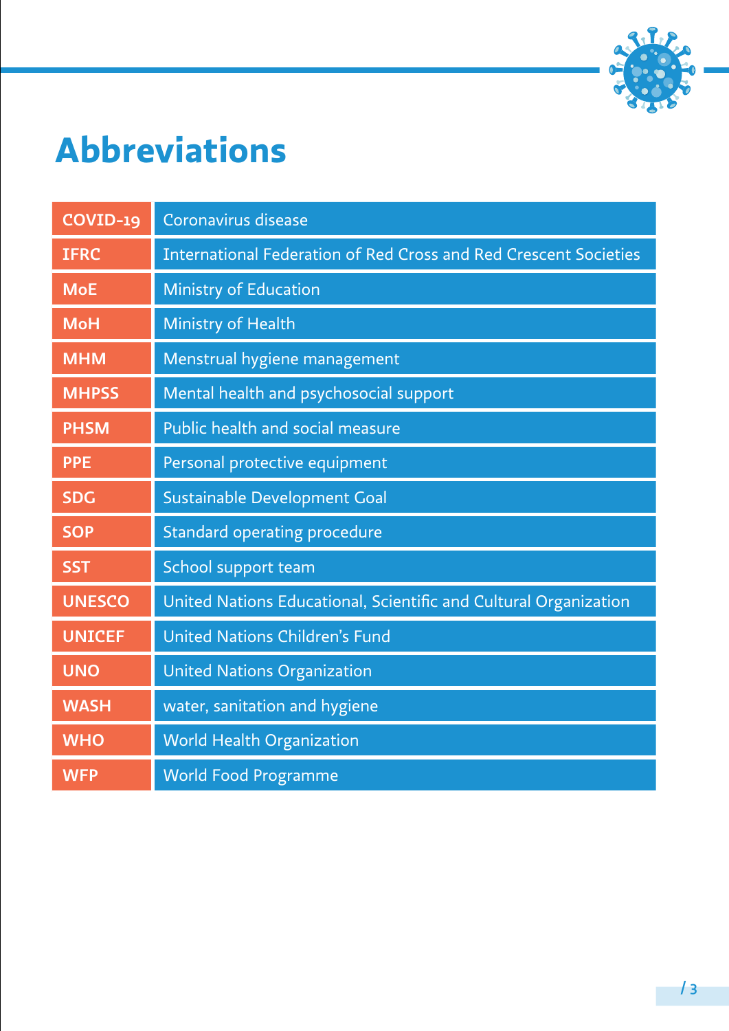# Abbreviations

| | |
|---|---|
| COVID-19 | Coronavirus disease |
| IFRC | International Federation of Red Cross and Red Crescent Societies |
| MoE | Ministry of Education |
| MoH | Ministry of Health |
| MHM | Menstrual hygiene management |
| MHPSS | Mental health and psychosocial support |
| PHSM | Public health and social measure |
| PPE | Personal protective equipment |
| SDG | Sustainable Development Goal |
| SOP | Standard operating procedure |
| SST | School support team |
| UNESCO | United Nations Educational, Scientific and Cultural Organization |
| UNICEF | United Nations Children's Fund |
| UNO | United Nations Organization |
| WASH | water, sanitation and hygiene |
| WHO | World Health Organization |
| WFP | World Food Programme |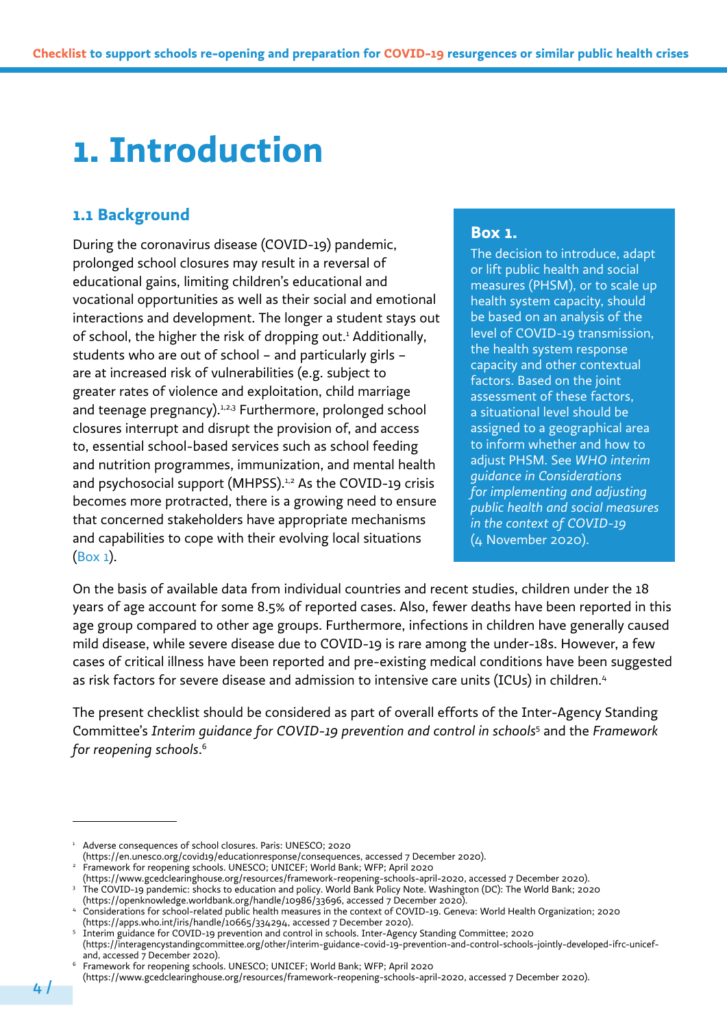# 1. Introduction

## 1.1 Background

During the coronavirus disease (COVID-19) pandemic, prolonged school closures may result in a reversal of educational gains, limiting children's educational and vocational opportunities as well as their social and emotional interactions and development. The longer a student stays out of school, the higher the risk of dropping out.[1] Additionally, students who are out of school – and particularly girls – are at increased risk of vulnerabilities (e.g. subject to greater rates of violence and exploitation, child marriage and teenage pregnancy).[1,2,3] Furthermore, prolonged school closures interrupt and disrupt the provision of, and access to, essential school-based services such as school feeding and nutrition programmes, immunization, and mental health and psychosocial support (MHPSS).[1,2] As the COVID-19 crisis becomes more protracted, there is a growing need to ensure that concerned stakeholders have appropriate mechanisms and capabilities to cope with their evolving local situations (Box 1).

> **Box 1.**
>
> The decision to introduce, adapt or lift public health and social measures (PHSM), or to scale up health system capacity, should be based on an analysis of the level of COVID-19 transmission, the health system response capacity and other contextual factors. Based on the joint assessment of these factors, a situational level should be assigned to a geographical area to inform whether and how to adjust PHSM. See *WHO interim guidance in Considerations for implementing and adjusting public health and social measures in the context of COVID-19* (4 November 2020).

On the basis of available data from individual countries and recent studies, children under the 18 years of age account for some 8.5% of reported cases. Also, fewer deaths have been reported in this age group compared to other age groups. Furthermore, infections in children have generally caused mild disease, while severe disease due to COVID-19 is rare among the under-18s. However, a few cases of critical illness have been reported and pre-existing medical conditions have been suggested as risk factors for severe disease and admission to intensive care units (ICUs) in children.[4]

The present checklist should be considered as part of overall efforts of the Inter-Agency Standing Committee's *Interim guidance for COVID-19 prevention and control in schools*[5] and the *Framework for reopening schools*.[6]

---

[1] Adverse consequences of school closures. Paris: UNESCO; 2020 (https://en.unesco.org/covid19/educationresponse/consequences, accessed 7 December 2020).

[2] Framework for reopening schools. UNESCO; UNICEF; World Bank; WFP; April 2020 (https://www.gcedclearinghouse.org/resources/framework-reopening-schools-april-2020, accessed 7 December 2020).

[3] The COVID-19 pandemic: shocks to education and policy. World Bank Policy Note. Washington (DC): The World Bank; 2020 (https://openknowledge.worldbank.org/handle/10986/33696, accessed 7 December 2020).

[4] Considerations for school-related public health measures in the context of COVID-19. Geneva: World Health Organization; 2020 (https://apps.who.int/iris/handle/10665/334294, accessed 7 December 2020).

[5] Interim guidance for COVID-19 prevention and control in schools. Inter-Agency Standing Committee; 2020 (https://interagencystandingcommittee.org/other/interim-guidance-covid-19-prevention-and-control-schools-jointly-developed-ifrc-unicef-and, accessed 7 December 2020).

[6] Framework for reopening schools. UNESCO; UNICEF; World Bank; WFP; April 2020 (https://www.gcedclearinghouse.org/resources/framework-reopening-schools-april-2020, accessed 7 December 2020).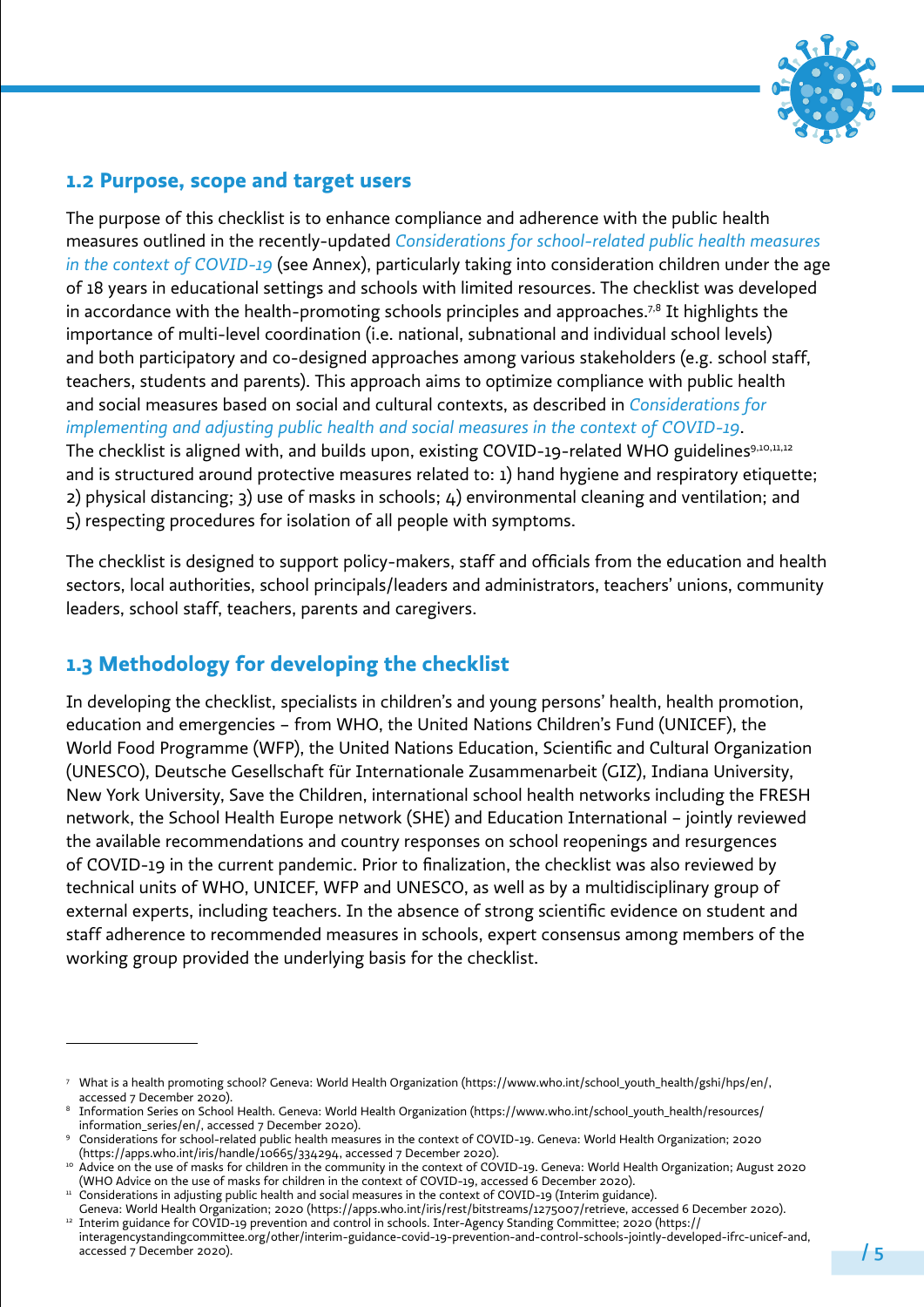## 1.2 Purpose, scope and target users

The purpose of this checklist is to enhance compliance and adherence with the public health measures outlined in the recently-updated *Considerations for school-related public health measures in the context of COVID-19* (see Annex), particularly taking into consideration children under the age of 18 years in educational settings and schools with limited resources. The checklist was developed in accordance with the health-promoting schools principles and approaches.[7,8] It highlights the importance of multi-level coordination (i.e. national, subnational and individual school levels) and both participatory and co-designed approaches among various stakeholders (e.g. school staff, teachers, students and parents). This approach aims to optimize compliance with public health and social measures based on social and cultural contexts, as described in *Considerations for implementing and adjusting public health and social measures in the context of COVID-19*. The checklist is aligned with, and builds upon, existing COVID-19-related WHO guidelines[9,10,11,12] and is structured around protective measures related to: 1) hand hygiene and respiratory etiquette; 2) physical distancing; 3) use of masks in schools; 4) environmental cleaning and ventilation; and 5) respecting procedures for isolation of all people with symptoms.

The checklist is designed to support policy-makers, staff and officials from the education and health sectors, local authorities, school principals/leaders and administrators, teachers' unions, community leaders, school staff, teachers, parents and caregivers.

## 1.3 Methodology for developing the checklist

In developing the checklist, specialists in children's and young persons' health, health promotion, education and emergencies – from WHO, the United Nations Children's Fund (UNICEF), the World Food Programme (WFP), the United Nations Education, Scientific and Cultural Organization (UNESCO), Deutsche Gesellschaft für Internationale Zusammenarbeit (GIZ), Indiana University, New York University, Save the Children, international school health networks including the FRESH network, the School Health Europe network (SHE) and Education International – jointly reviewed the available recommendations and country responses on school reopenings and resurgences of COVID-19 in the current pandemic. Prior to finalization, the checklist was also reviewed by technical units of WHO, UNICEF, WFP and UNESCO, as well as by a multidisciplinary group of external experts, including teachers. In the absence of strong scientific evidence on student and staff adherence to recommended measures in schools, expert consensus among members of the working group provided the underlying basis for the checklist.

---

7 What is a health promoting school? Geneva: World Health Organization (https://www.who.int/school_youth_health/gshi/hps/en/, accessed 7 December 2020).

8 Information Series on School Health. Geneva: World Health Organization (https://www.who.int/school_youth_health/resources/information_series/en/, accessed 7 December 2020).

9 Considerations for school-related public health measures in the context of COVID-19. Geneva: World Health Organization; 2020 (https://apps.who.int/iris/handle/10665/334294, accessed 7 December 2020).

10 Advice on the use of masks for children in the community in the context of COVID-19. Geneva: World Health Organization; August 2020 (WHO Advice on the use of masks for children in the context of COVID-19, accessed 6 December 2020).

11 Considerations in adjusting public health and social measures in the context of COVID-19 (Interim guidance). Geneva: World Health Organization; 2020 (https://apps.who.int/iris/rest/bitstreams/1275007/retrieve, accessed 6 December 2020).

12 Interim guidance for COVID-19 prevention and control in schools. Inter-Agency Standing Committee; 2020 (https://interagencystandingcommittee.org/other/interim-guidance-covid-19-prevention-and-control-schools-jointly-developed-ifrc-unicef-and, accessed 7 December 2020).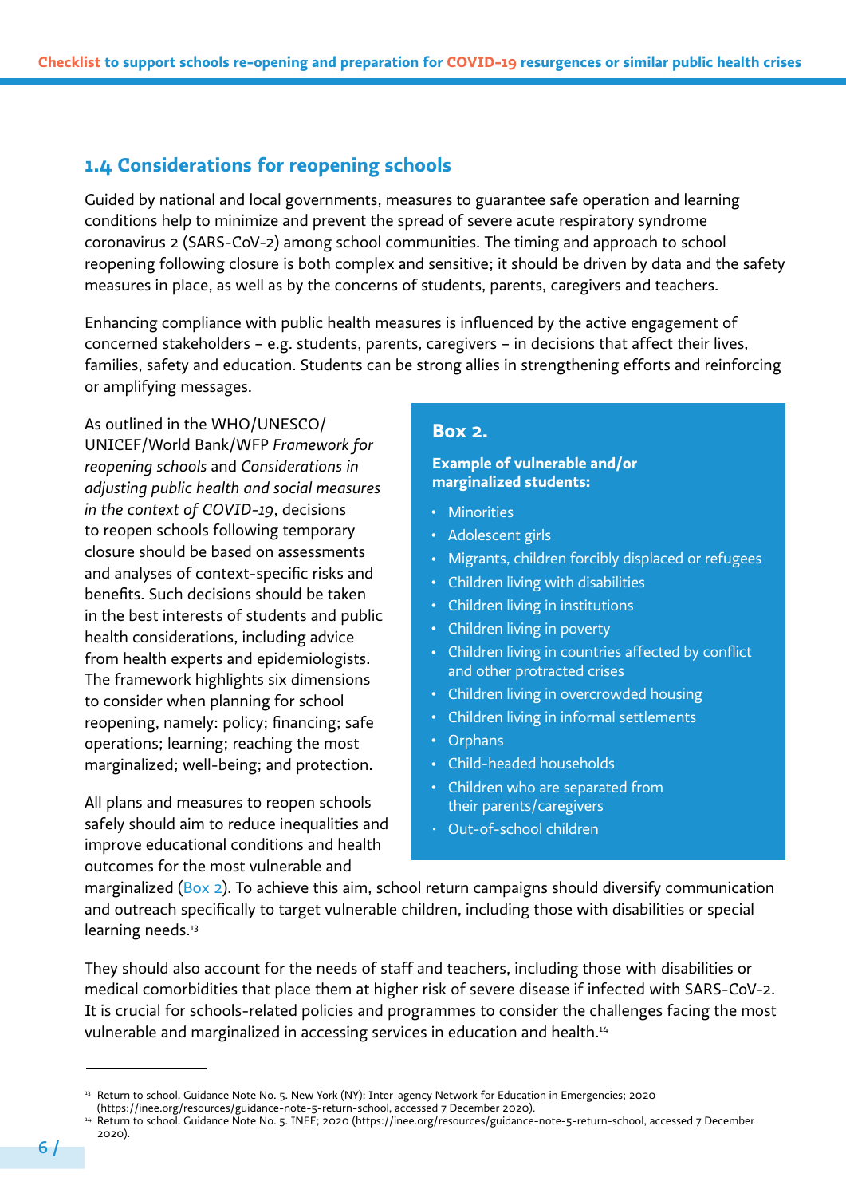## 1.4 Considerations for reopening schools

Guided by national and local governments, measures to guarantee safe operation and learning conditions help to minimize and prevent the spread of severe acute respiratory syndrome coronavirus 2 (SARS-CoV-2) among school communities. The timing and approach to school reopening following closure is both complex and sensitive; it should be driven by data and the safety measures in place, as well as by the concerns of students, parents, caregivers and teachers.

Enhancing compliance with public health measures is influenced by the active engagement of concerned stakeholders – e.g. students, parents, caregivers – in decisions that affect their lives, families, safety and education. Students can be strong allies in strengthening efforts and reinforcing or amplifying messages.

As outlined in the WHO/UNESCO/UNICEF/World Bank/WFP *Framework for reopening schools* and *Considerations in adjusting public health and social measures in the context of COVID-19*, decisions to reopen schools following temporary closure should be based on assessments and analyses of context-specific risks and benefits. Such decisions should be taken in the best interests of students and public health considerations, including advice from health experts and epidemiologists. The framework highlights six dimensions to consider when planning for school reopening, namely: policy; financing; safe operations; learning; reaching the most marginalized; well-being; and protection.

All plans and measures to reopen schools safely should aim to reduce inequalities and improve educational conditions and health outcomes for the most vulnerable and marginalized (Box 2). To achieve this aim, school return campaigns should diversify communication and outreach specifically to target vulnerable children, including those with disabilities or special learning needs.[13]

### Box 2.

**Example of vulnerable and/or marginalized students:**

- Minorities
- Adolescent girls
- Migrants, children forcibly displaced or refugees
- Children living with disabilities
- Children living in institutions
- Children living in poverty
- Children living in countries affected by conflict and other protracted crises
- Children living in overcrowded housing
- Children living in informal settlements
- Orphans
- Child-headed households
- Children who are separated from their parents/caregivers
- Out-of-school children

They should also account for the needs of staff and teachers, including those with disabilities or medical comorbidities that place them at higher risk of severe disease if infected with SARS-CoV-2. It is crucial for schools-related policies and programmes to consider the challenges facing the most vulnerable and marginalized in accessing services in education and health.[14]

---

[13] Return to school. Guidance Note No. 5. New York (NY): Inter-agency Network for Education in Emergencies; 2020 (https://inee.org/resources/guidance-note-5-return-school, accessed 7 December 2020).

[14] Return to school. Guidance Note No. 5. INEE; 2020 (https://inee.org/resources/guidance-note-5-return-school, accessed 7 December 2020).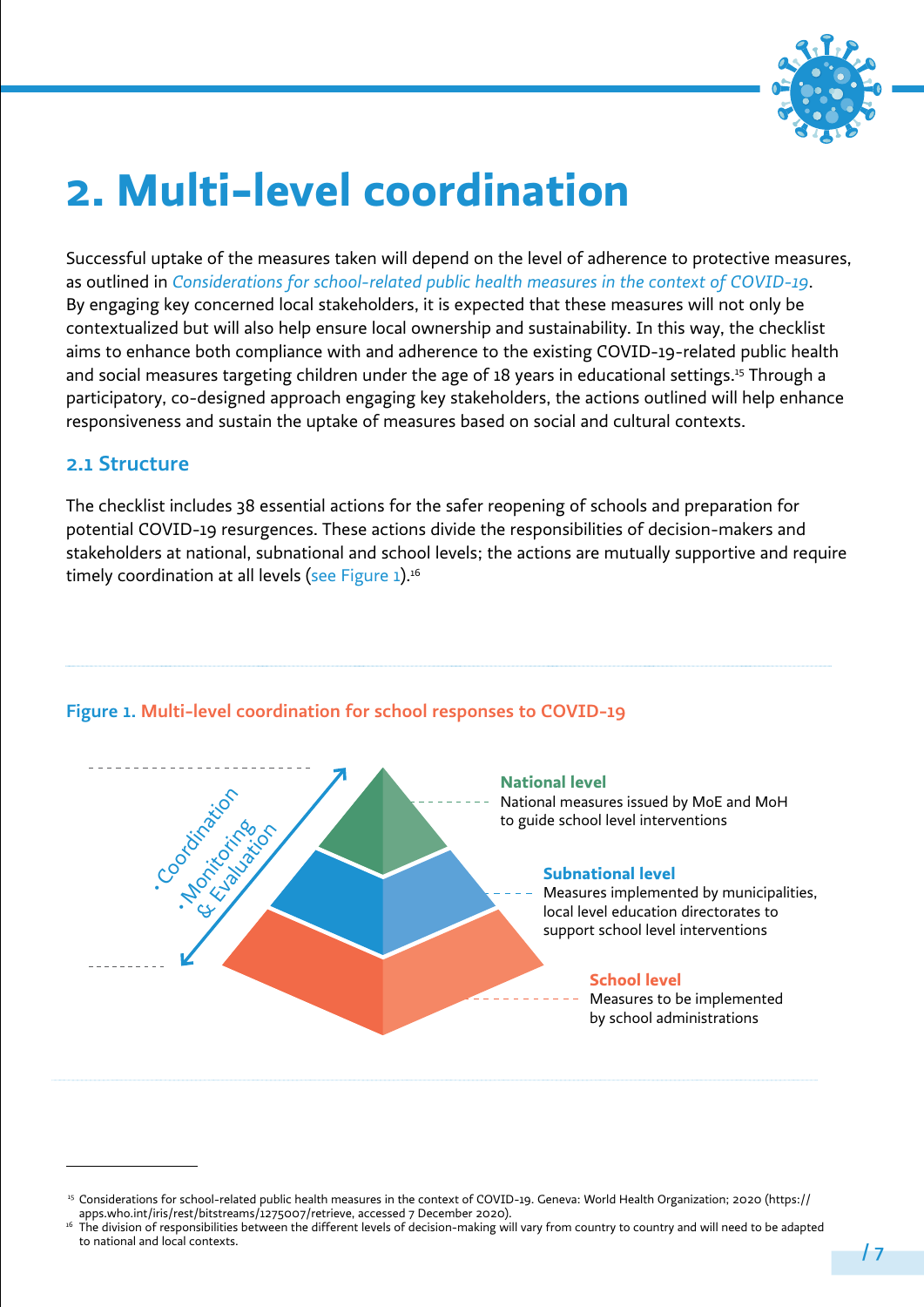# 2. Multi-level coordination

Successful uptake of the measures taken will depend on the level of adherence to protective measures, as outlined in *Considerations for school-related public health measures in the context of COVID-19*. By engaging key concerned local stakeholders, it is expected that these measures will not only be contextualized but will also help ensure local ownership and sustainability. In this way, the checklist aims to enhance both compliance with and adherence to the existing COVID-19-related public health and social measures targeting children under the age of 18 years in educational settings.[15] Through a participatory, co-designed approach engaging key stakeholders, the actions outlined will help enhance responsiveness and sustain the uptake of measures based on social and cultural contexts.

## 2.1 Structure

The checklist includes 38 essential actions for the safer reopening of schools and preparation for potential COVID-19 resurgences. These actions divide the responsibilities of decision-makers and stakeholders at national, subnational and school levels; the actions are mutually supportive and require timely coordination at all levels (see Figure 1).[16]

**Figure 1. Multi-level coordination for school responses to COVID-19**

- Coordination
- Monitoring & Evaluation

**National level**
National measures issued by MoE and MoH to guide school level interventions

**Subnational level**
Measures implemented by municipalities, local level education directorates to support school level interventions

**School level**
Measures to be implemented by school administrations

---

[15] Considerations for school-related public health measures in the context of COVID-19. Geneva: World Health Organization; 2020 (https://apps.who.int/iris/rest/bitstreams/1275007/retrieve, accessed 7 December 2020).

[16] The division of responsibilities between the different levels of decision-making will vary from country to country and will need to be adapted to national and local contexts.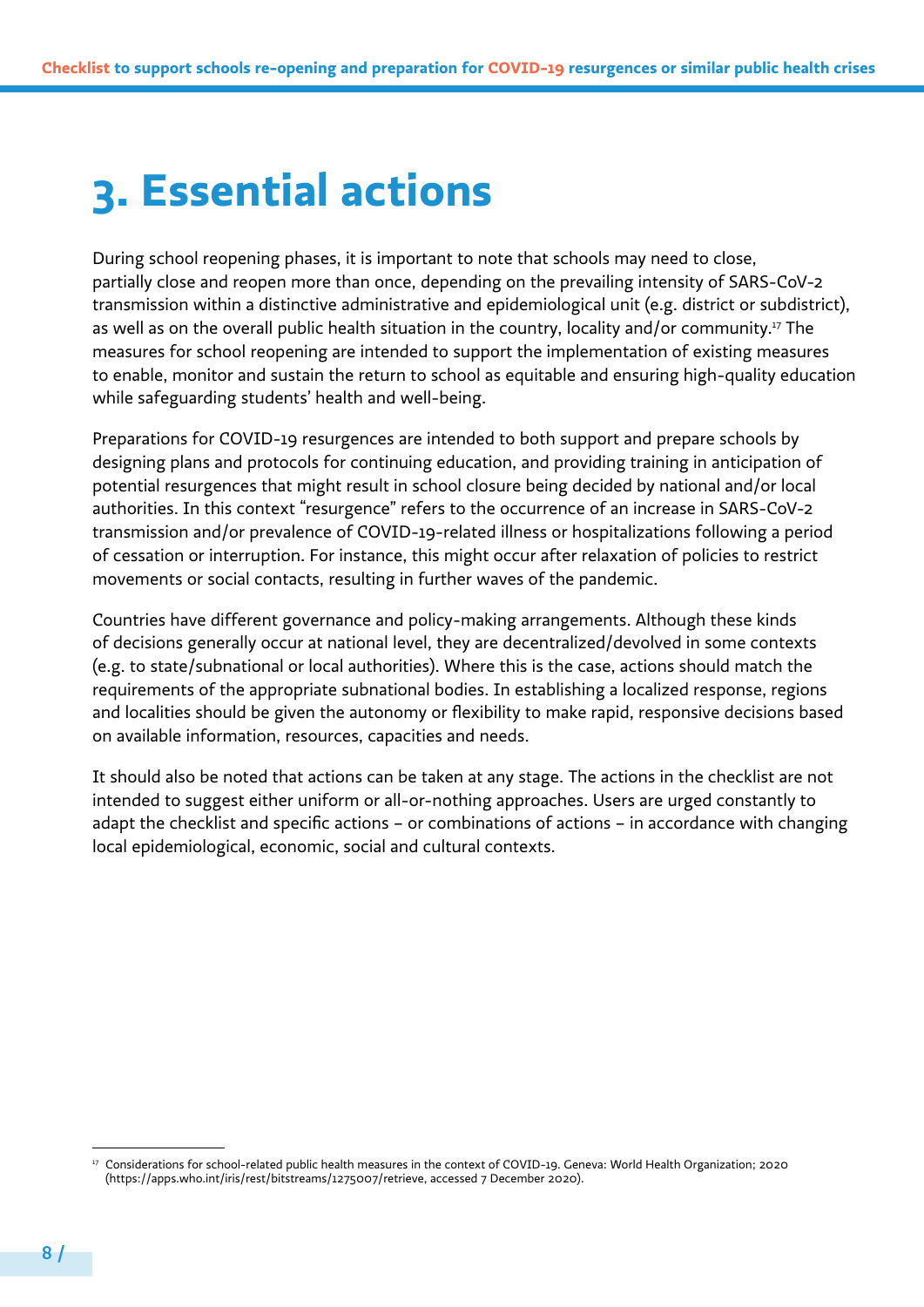# 3. Essential actions

During school reopening phases, it is important to note that schools may need to close, partially close and reopen more than once, depending on the prevailing intensity of SARS-CoV-2 transmission within a distinctive administrative and epidemiological unit (e.g. district or subdistrict), as well as on the overall public health situation in the country, locality and/or community.[17] The measures for school reopening are intended to support the implementation of existing measures to enable, monitor and sustain the return to school as equitable and ensuring high-quality education while safeguarding students' health and well-being.

Preparations for COVID-19 resurgences are intended to both support and prepare schools by designing plans and protocols for continuing education, and providing training in anticipation of potential resurgences that might result in school closure being decided by national and/or local authorities. In this context "resurgence" refers to the occurrence of an increase in SARS-CoV-2 transmission and/or prevalence of COVID-19-related illness or hospitalizations following a period of cessation or interruption. For instance, this might occur after relaxation of policies to restrict movements or social contacts, resulting in further waves of the pandemic.

Countries have different governance and policy-making arrangements. Although these kinds of decisions generally occur at national level, they are decentralized/devolved in some contexts (e.g. to state/subnational or local authorities). Where this is the case, actions should match the requirements of the appropriate subnational bodies. In establishing a localized response, regions and localities should be given the autonomy or flexibility to make rapid, responsive decisions based on available information, resources, capacities and needs.

It should also be noted that actions can be taken at any stage. The actions in the checklist are not intended to suggest either uniform or all-or-nothing approaches. Users are urged constantly to adapt the checklist and specific actions – or combinations of actions – in accordance with changing local epidemiological, economic, social and cultural contexts.

---

[17] Considerations for school-related public health measures in the context of COVID-19. Geneva: World Health Organization; 2020 (https://apps.who.int/iris/rest/bitstreams/1275007/retrieve, accessed 7 December 2020).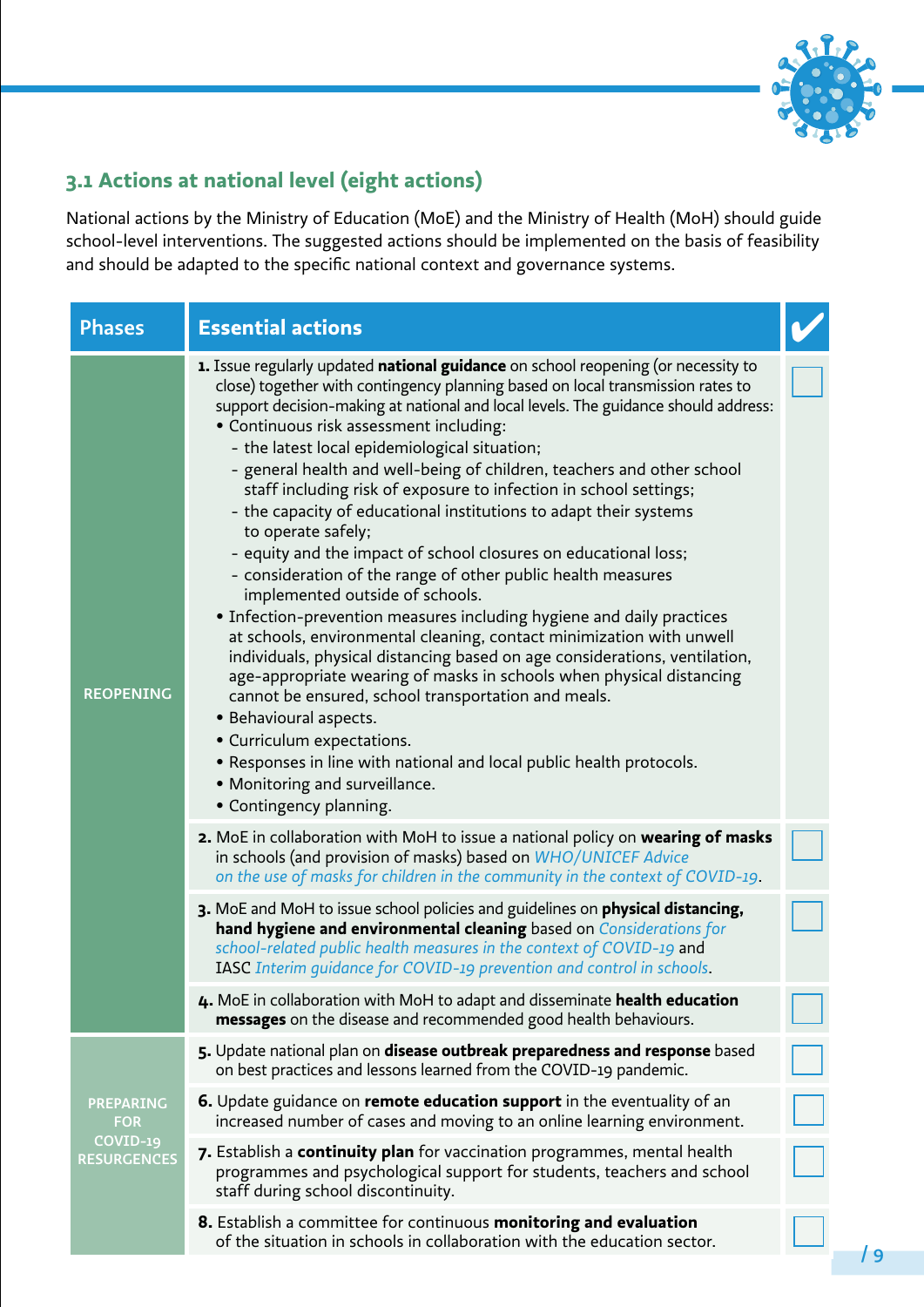## 3.1 Actions at national level (eight actions)

National actions by the Ministry of Education (MoE) and the Ministry of Health (MoH) should guide school-level interventions. The suggested actions should be implemented on the basis of feasibility and should be adapted to the specific national context and governance systems.

| Phases | Essential actions | ✔ |
|---|---|---|
| REOPENING | **1.** Issue regularly updated **national guidance** on school reopening (or necessity to close) together with contingency planning based on local transmission rates to support decision-making at national and local levels. The guidance should address:<br>• Continuous risk assessment including:<br>- the latest local epidemiological situation;<br>- general health and well-being of children, teachers and other school staff including risk of exposure to infection in school settings;<br>- the capacity of educational institutions to adapt their systems to operate safely;<br>- equity and the impact of school closures on educational loss;<br>- consideration of the range of other public health measures implemented outside of schools.<br>• Infection-prevention measures including hygiene and daily practices at schools, environmental cleaning, contact minimization with unwell individuals, physical distancing based on age considerations, ventilation, age-appropriate wearing of masks in schools when physical distancing cannot be ensured, school transportation and meals.<br>• Behavioural aspects.<br>• Curriculum expectations.<br>• Responses in line with national and local public health protocols.<br>• Monitoring and surveillance.<br>• Contingency planning. | ☐ |
| | **2.** MoE in collaboration with MoH to issue a national policy on **wearing of masks** in schools (and provision of masks) based on *WHO/UNICEF Advice on the use of masks for children in the community in the context of COVID-19*. | ☐ |
| | **3.** MoE and MoH to issue school policies and guidelines on **physical distancing, hand hygiene and environmental cleaning** based on *Considerations for school-related public health measures in the context of COVID-19* and IASC *Interim guidance for COVID-19 prevention and control in schools*. | ☐ |
| | **4.** MoE in collaboration with MoH to adapt and disseminate **health education messages** on the disease and recommended good health behaviours. | ☐ |
| PREPARING FOR COVID-19 RESURGENCES | **5.** Update national plan on **disease outbreak preparedness and response** based on best practices and lessons learned from the COVID-19 pandemic. | ☐ |
| | **6.** Update guidance on **remote education support** in the eventuality of an increased number of cases and moving to an online learning environment. | ☐ |
| | **7.** Establish a **continuity plan** for vaccination programmes, mental health programmes and psychological support for students, teachers and school staff during school discontinuity. | ☐ |
| | **8.** Establish a committee for continuous **monitoring and evaluation** of the situation in schools in collaboration with the education sector. | ☐ |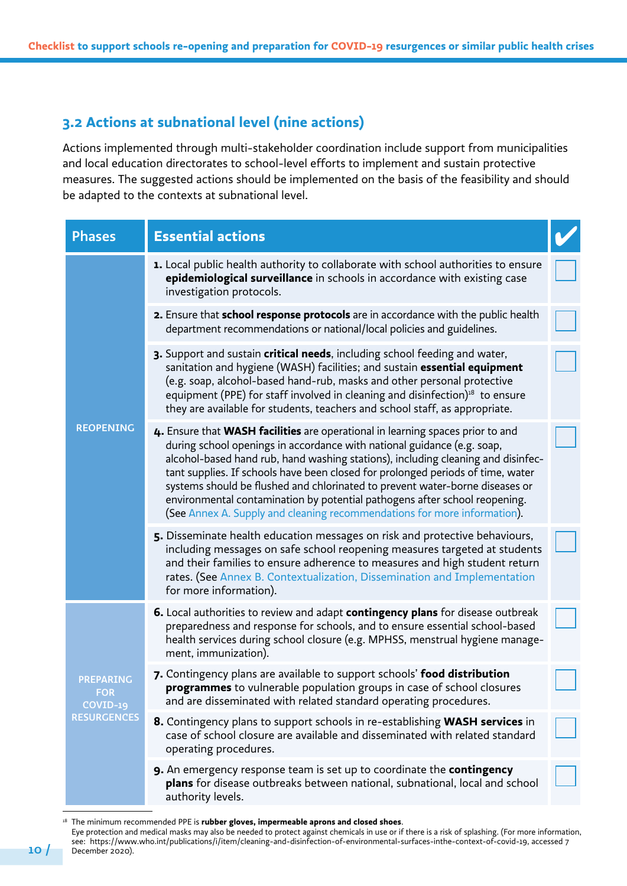## 3.2 Actions at subnational level (nine actions)

Actions implemented through multi-stakeholder coordination include support from municipalities and local education directorates to school-level efforts to implement and sustain protective measures. The suggested actions should be implemented on the basis of the feasibility and should be adapted to the contexts at subnational level.

| Phases | Essential actions | ✔ |
|---|---|---|
| REOPENING | **1.** Local public health authority to collaborate with school authorities to ensure **epidemiological surveillance** in schools in accordance with existing case investigation protocols. | ☐ |
| | **2.** Ensure that **school response protocols** are in accordance with the public health department recommendations or national/local policies and guidelines. | ☐ |
| | **3.** Support and sustain **critical needs**, including school feeding and water, sanitation and hygiene (WASH) facilities; and sustain **essential equipment** (e.g. soap, alcohol-based hand-rub, masks and other personal protective equipment (PPE) for staff involved in cleaning and disinfection)[18] to ensure they are available for students, teachers and school staff, as appropriate. | ☐ |
| | **4.** Ensure that **WASH facilities** are operational in learning spaces prior to and during school openings in accordance with national guidance (e.g. soap, alcohol-based hand rub, hand washing stations), including cleaning and disinfectant supplies. If schools have been closed for prolonged periods of time, water systems should be flushed and chlorinated to prevent water-borne diseases or environmental contamination by potential pathogens after school reopening. (See Annex A. Supply and cleaning recommendations for more information). | ☐ |
| | **5.** Disseminate health education messages on risk and protective behaviours, including messages on safe school reopening measures targeted at students and their families to ensure adherence to measures and high student return rates. (See Annex B. Contextualization, Dissemination and Implementation for more information). | ☐ |
| PREPARING FOR COVID-19 RESURGENCES | **6.** Local authorities to review and adapt **contingency plans** for disease outbreak preparedness and response for schools, and to ensure essential school-based health services during school closure (e.g. MPHSS, menstrual hygiene management, immunization). | ☐ |
| | **7.** Contingency plans are available to support schools' **food distribution programmes** to vulnerable population groups in case of school closures and are disseminated with related standard operating procedures. | ☐ |
| | **8.** Contingency plans to support schools in re-establishing **WASH services** in case of school closure are available and disseminated with related standard operating procedures. | ☐ |
| | **9.** An emergency response team is set up to coordinate the **contingency plans** for disease outbreaks between national, subnational, local and school authority levels. | ☐ |

[18] The minimum recommended PPE is **rubber gloves, impermeable aprons and closed shoes**.
Eye protection and medical masks may also be needed to protect against chemicals in use or if there is a risk of splashing. (For more information, see: https://www.who.int/publications/i/item/cleaning-and-disinfection-of-environmental-surfaces-inthe-context-of-covid-19, accessed 7 December 2020).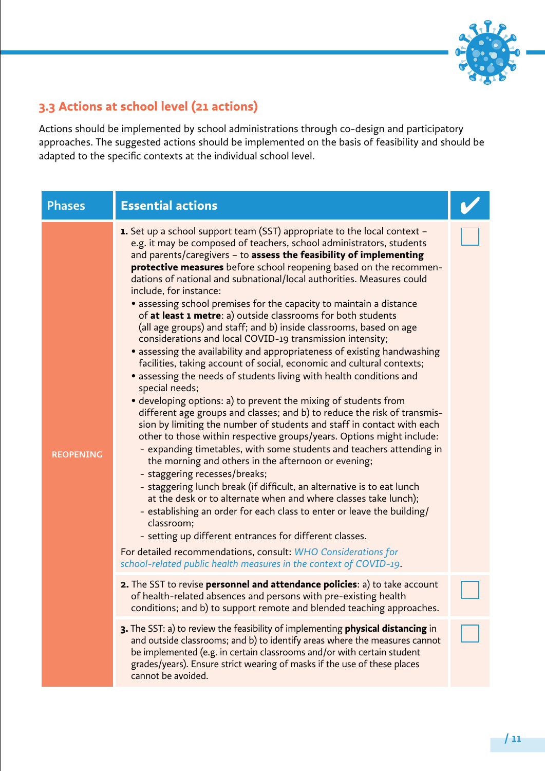## 3.3 Actions at school level (21 actions)

Actions should be implemented by school administrations through co-design and participatory approaches. The suggested actions should be implemented on the basis of feasibility and should be adapted to the specific contexts at the individual school level.

| Phases | Essential actions | ✔ |
|---|---|---|
| REOPENING | **1.** Set up a school support team (SST) appropriate to the local context – e.g. it may be composed of teachers, school administrators, students and parents/caregivers – to **assess the feasibility of implementing protective measures** before school reopening based on the recommendations of national and subnational/local authorities. Measures could include, for instance:<br>• assessing school premises for the capacity to maintain a distance of **at least 1 metre**: a) outside classrooms for both students (all age groups) and staff; and b) inside classrooms, based on age considerations and local COVID-19 transmission intensity;<br>• assessing the availability and appropriateness of existing handwashing facilities, taking account of social, economic and cultural contexts;<br>• assessing the needs of students living with health conditions and special needs;<br>• developing options: a) to prevent the mixing of students from different age groups and classes; and b) to reduce the risk of transmission by limiting the number of students and staff in contact with each other to those within respective groups/years. Options might include:<br>- expanding timetables, with some students and teachers attending in the morning and others in the afternoon or evening;<br>- staggering recesses/breaks;<br>- staggering lunch break (if difficult, an alternative is to eat lunch at the desk or to alternate when and where classes take lunch);<br>- establishing an order for each class to enter or leave the building/classroom;<br>- setting up different entrances for different classes.<br>For detailed recommendations, consult: *WHO Considerations for school-related public health measures in the context of COVID-19*. | ☐ |
| | **2.** The SST to revise **personnel and attendance policies**: a) to take account of health-related absences and persons with pre-existing health conditions; and b) to support remote and blended teaching approaches. | ☐ |
| | **3.** The SST: a) to review the feasibility of implementing **physical distancing** in and outside classrooms; and b) to identify areas where the measures cannot be implemented (e.g. in certain classrooms and/or with certain student grades/years). Ensure strict wearing of masks if the use of these places cannot be avoided. | ☐ |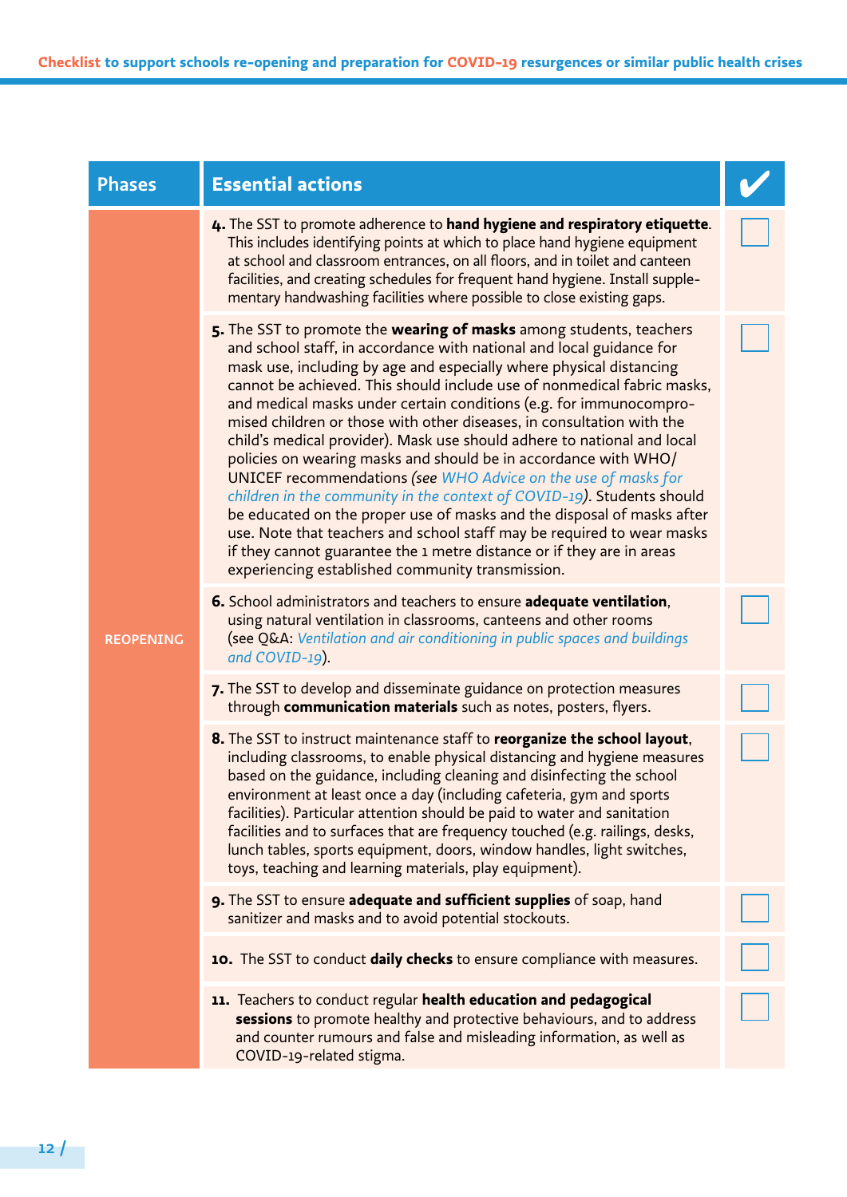| Phases | Essential actions | ✔ |
|---|---|---|
| REOPENING | **4.** The SST to promote adherence to **hand hygiene and respiratory etiquette**. This includes identifying points at which to place hand hygiene equipment at school and classroom entrances, on all floors, and in toilet and canteen facilities, and creating schedules for frequent hand hygiene. Install supplementary handwashing facilities where possible to close existing gaps. | ☐ |
| | **5.** The SST to promote the **wearing of masks** among students, teachers and school staff, in accordance with national and local guidance for mask use, including by age and especially where physical distancing cannot be achieved. This should include use of nonmedical fabric masks, and medical masks under certain conditions (e.g. for immunocompromised children or those with other diseases, in consultation with the child's medical provider). Mask use should adhere to national and local policies on wearing masks and should be in accordance with WHO/UNICEF recommendations *(see WHO Advice on the use of masks for children in the community in the context of COVID-19)*. Students should be educated on the proper use of masks and the disposal of masks after use. Note that teachers and school staff may be required to wear masks if they cannot guarantee the 1 metre distance or if they are in areas experiencing established community transmission. | ☐ |
| | **6.** School administrators and teachers to ensure **adequate ventilation**, using natural ventilation in classrooms, canteens and other rooms (see Q&A: *Ventilation and air conditioning in public spaces and buildings and COVID-19*). | ☐ |
| | **7.** The SST to develop and disseminate guidance on protection measures through **communication materials** such as notes, posters, flyers. | ☐ |
| | **8.** The SST to instruct maintenance staff to **reorganize the school layout**, including classrooms, to enable physical distancing and hygiene measures based on the guidance, including cleaning and disinfecting the school environment at least once a day (including cafeteria, gym and sports facilities). Particular attention should be paid to water and sanitation facilities and to surfaces that are frequency touched (e.g. railings, desks, lunch tables, sports equipment, doors, window handles, light switches, toys, teaching and learning materials, play equipment). | ☐ |
| | **9.** The SST to ensure **adequate and sufficient supplies** of soap, hand sanitizer and masks and to avoid potential stockouts. | ☐ |
| | **10.** The SST to conduct **daily checks** to ensure compliance with measures. | ☐ |
| | **11.** Teachers to conduct regular **health education and pedagogical sessions** to promote healthy and protective behaviours, and to address and counter rumours and false and misleading information, as well as COVID-19-related stigma. | ☐ |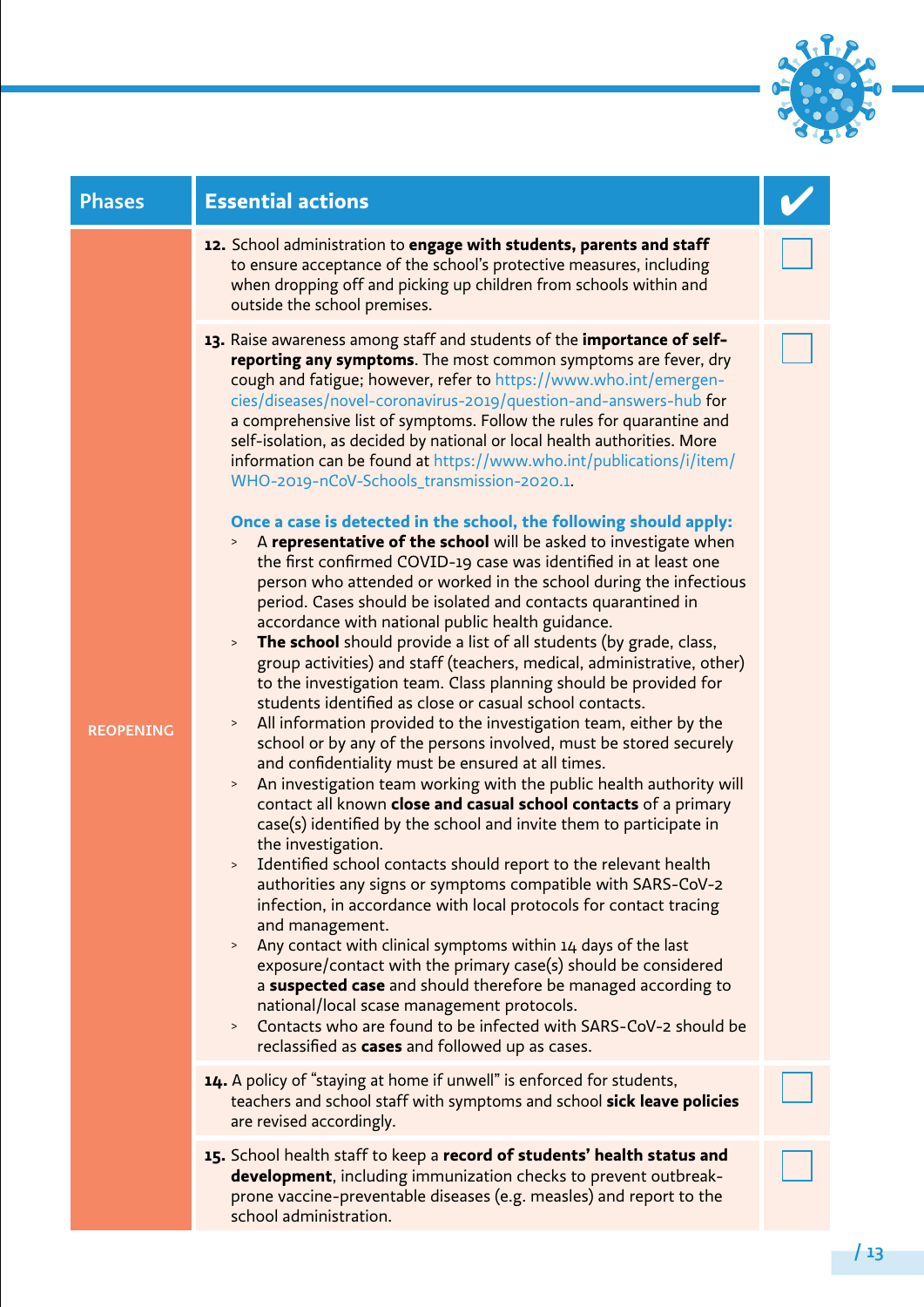| Phases | Essential actions | ✔ |
|---|---|---|
| REOPENING | **12.** School administration to **engage with students, parents and staff** to ensure acceptance of the school's protective measures, including when dropping off and picking up children from schools within and outside the school premises. | ☐ |
| | **13.** Raise awareness among staff and students of the **importance of self-reporting any symptoms**. The most common symptoms are fever, dry cough and fatigue; however, refer to https://www.who.int/emergencies/diseases/novel-coronavirus-2019/question-and-answers-hub for a comprehensive list of symptoms. Follow the rules for quarantine and self-isolation, as decided by national or local health authorities. More information can be found at https://www.who.int/publications/i/item/WHO-2019-nCoV-Schools_transmission-2020.1.<br><br>**Once a case is detected in the school, the following should apply:**<br>› A **representative of the school** will be asked to investigate when the first confirmed COVID-19 case was identified in at least one person who attended or worked in the school during the infectious period. Cases should be isolated and contacts quarantined in accordance with national public health guidance.<br>› **The school** should provide a list of all students (by grade, class, group activities) and staff (teachers, medical, administrative, other) to the investigation team. Class planning should be provided for students identified as close or casual school contacts.<br>› All information provided to the investigation team, either by the school or by any of the persons involved, must be stored securely and confidentiality must be ensured at all times.<br>› An investigation team working with the public health authority will contact all known **close and casual school contacts** of a primary case(s) identified by the school and invite them to participate in the investigation.<br>› Identified school contacts should report to the relevant health authorities any signs or symptoms compatible with SARS-CoV-2 infection, in accordance with local protocols for contact tracing and management.<br>› Any contact with clinical symptoms within 14 days of the last exposure/contact with the primary case(s) should be considered a **suspected case** and should therefore be managed according to national/local scase management protocols.<br>› Contacts who are found to be infected with SARS-CoV-2 should be reclassified as **cases** and followed up as cases. | ☐ |
| | **14.** A policy of "staying at home if unwell" is enforced for students, teachers and school staff with symptoms and school **sick leave policies** are revised accordingly. | ☐ |
| | **15.** School health staff to keep a **record of students' health status and development**, including immunization checks to prevent outbreak-prone vaccine-preventable diseases (e.g. measles) and report to the school administration. | ☐ |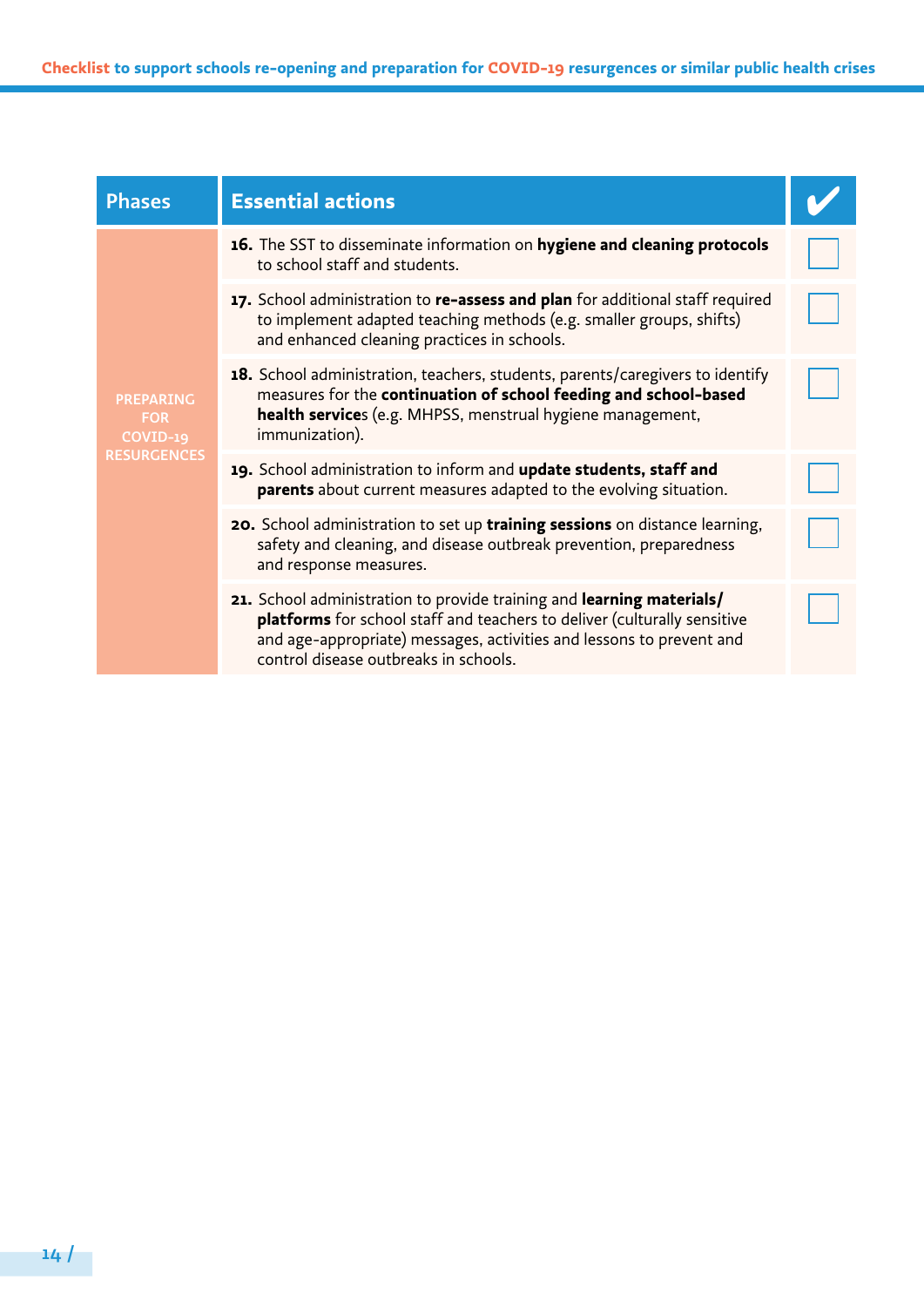| Phases | Essential actions | ✔ |
|---|---|---|
| PREPARING FOR COVID-19 RESURGENCES | **16.** The SST to disseminate information on **hygiene and cleaning protocols** to school staff and students. | ☐ |
| | **17.** School administration to **re-assess and plan** for additional staff required to implement adapted teaching methods (e.g. smaller groups, shifts) and enhanced cleaning practices in schools. | ☐ |
| | **18.** School administration, teachers, students, parents/caregivers to identify measures for the **continuation of school feeding and school-based health service**s (e.g. MHPSS, menstrual hygiene management, immunization). | ☐ |
| | **19.** School administration to inform and **update students, staff and parents** about current measures adapted to the evolving situation. | ☐ |
| | **20.** School administration to set up **training sessions** on distance learning, safety and cleaning, and disease outbreak prevention, preparedness and response measures. | ☐ |
| | **21.** School administration to provide training and **learning materials/ platforms** for school staff and teachers to deliver (culturally sensitive and age-appropriate) messages, activities and lessons to prevent and control disease outbreaks in schools. | ☐ |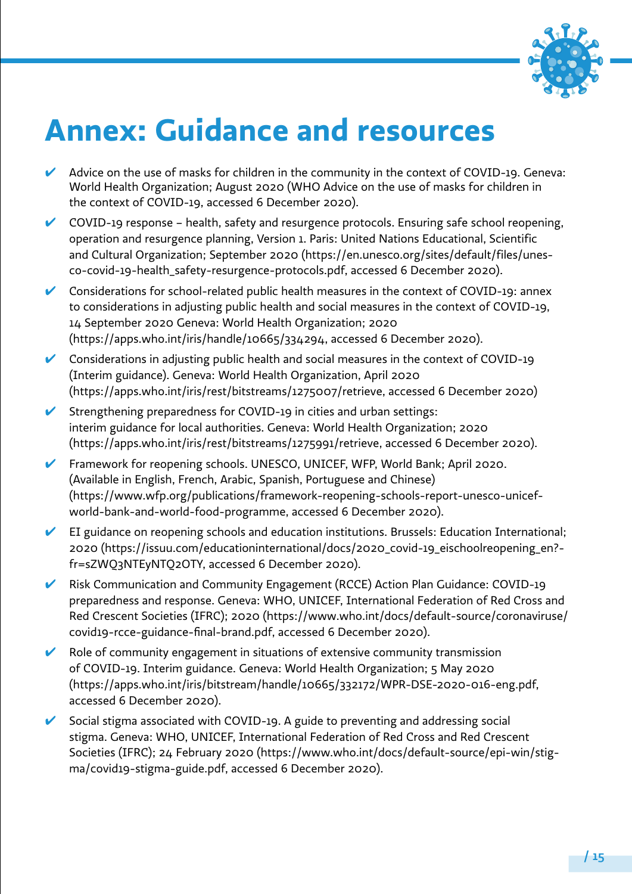# Annex: Guidance and resources

- ✔ Advice on the use of masks for children in the community in the context of COVID-19. Geneva: World Health Organization; August 2020 (WHO Advice on the use of masks for children in the context of COVID-19, accessed 6 December 2020).
- ✔ COVID-19 response – health, safety and resurgence protocols. Ensuring safe school reopening, operation and resurgence planning, Version 1. Paris: United Nations Educational, Scientific and Cultural Organization; September 2020 (https://en.unesco.org/sites/default/files/unesco-covid-19-health_safety-resurgence-protocols.pdf, accessed 6 December 2020).
- ✔ Considerations for school-related public health measures in the context of COVID-19: annex to considerations in adjusting public health and social measures in the context of COVID-19, 14 September 2020 Geneva: World Health Organization; 2020 (https://apps.who.int/iris/handle/10665/334294, accessed 6 December 2020).
- ✔ Considerations in adjusting public health and social measures in the context of COVID-19 (Interim guidance). Geneva: World Health Organization, April 2020 (https://apps.who.int/iris/rest/bitstreams/1275007/retrieve, accessed 6 December 2020)
- ✔ Strengthening preparedness for COVID-19 in cities and urban settings: interim guidance for local authorities. Geneva: World Health Organization; 2020 (https://apps.who.int/iris/rest/bitstreams/1275991/retrieve, accessed 6 December 2020).
- ✔ Framework for reopening schools. UNESCO, UNICEF, WFP, World Bank; April 2020. (Available in English, French, Arabic, Spanish, Portuguese and Chinese) (https://www.wfp.org/publications/framework-reopening-schools-report-unesco-unicef-world-bank-and-world-food-programme, accessed 6 December 2020).
- ✔ EI guidance on reopening schools and education institutions. Brussels: Education International; 2020 (https://issuu.com/educationinternational/docs/2020_covid-19_eischoolreopening_en?fr=sZWQ3NTEyNTQ2OTY, accessed 6 December 2020).
- ✔ Risk Communication and Community Engagement (RCCE) Action Plan Guidance: COVID-19 preparedness and response. Geneva: WHO, UNICEF, International Federation of Red Cross and Red Crescent Societies (IFRC); 2020 (https://www.who.int/docs/default-source/coronaviruse/covid19-rcce-guidance-final-brand.pdf, accessed 6 December 2020).
- ✔ Role of community engagement in situations of extensive community transmission of COVID-19. Interim guidance. Geneva: World Health Organization; 5 May 2020 (https://apps.who.int/iris/bitstream/handle/10665/332172/WPR-DSE-2020-016-eng.pdf, accessed 6 December 2020).
- ✔ Social stigma associated with COVID-19. A guide to preventing and addressing social stigma. Geneva: WHO, UNICEF, International Federation of Red Cross and Red Crescent Societies (IFRC); 24 February 2020 (https://www.who.int/docs/default-source/epi-win/stigma/covid19-stigma-guide.pdf, accessed 6 December 2020).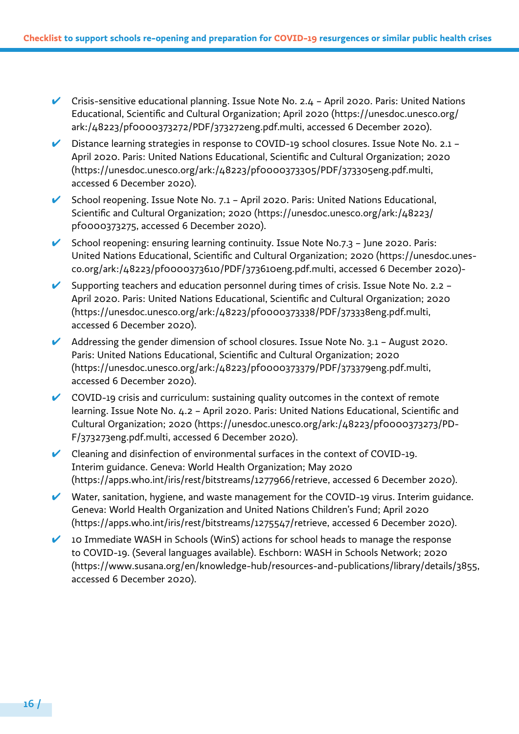- ✔ Crisis-sensitive educational planning. Issue Note No. 2.4 – April 2020. Paris: United Nations Educational, Scientific and Cultural Organization; April 2020 (https://unesdoc.unesco.org/ark:/48223/pf0000373272/PDF/373272eng.pdf.multi, accessed 6 December 2020).
- ✔ Distance learning strategies in response to COVID-19 school closures. Issue Note No. 2.1 – April 2020. Paris: United Nations Educational, Scientific and Cultural Organization; 2020 (https://unesdoc.unesco.org/ark:/48223/pf0000373305/PDF/373305eng.pdf.multi, accessed 6 December 2020).
- ✔ School reopening. Issue Note No. 7.1 – April 2020. Paris: United Nations Educational, Scientific and Cultural Organization; 2020 (https://unesdoc.unesco.org/ark:/48223/pf0000373275, accessed 6 December 2020).
- ✔ School reopening: ensuring learning continuity. Issue Note No.7.3 – June 2020. Paris: United Nations Educational, Scientific and Cultural Organization; 2020 (https://unesdoc.unesco.org/ark:/48223/pf0000373610/PDF/373610eng.pdf.multi, accessed 6 December 2020)-
- ✔ Supporting teachers and education personnel during times of crisis. Issue Note No. 2.2 – April 2020. Paris: United Nations Educational, Scientific and Cultural Organization; 2020 (https://unesdoc.unesco.org/ark:/48223/pf0000373338/PDF/373338eng.pdf.multi, accessed 6 December 2020).
- ✔ Addressing the gender dimension of school closures. Issue Note No. 3.1 – August 2020. Paris: United Nations Educational, Scientific and Cultural Organization; 2020 (https://unesdoc.unesco.org/ark:/48223/pf0000373379/PDF/373379eng.pdf.multi, accessed 6 December 2020).
- ✔ COVID-19 crisis and curriculum: sustaining quality outcomes in the context of remote learning. Issue Note No. 4.2 – April 2020. Paris: United Nations Educational, Scientific and Cultural Organization; 2020 (https://unesdoc.unesco.org/ark:/48223/pf0000373273/PDF/373273eng.pdf.multi, accessed 6 December 2020).
- ✔ Cleaning and disinfection of environmental surfaces in the context of COVID-19. Interim guidance. Geneva: World Health Organization; May 2020 (https://apps.who.int/iris/rest/bitstreams/1277966/retrieve, accessed 6 December 2020).
- ✔ Water, sanitation, hygiene, and waste management for the COVID-19 virus. Interim guidance. Geneva: World Health Organization and United Nations Children's Fund; April 2020 (https://apps.who.int/iris/rest/bitstreams/1275547/retrieve, accessed 6 December 2020).
- ✔ 10 Immediate WASH in Schools (WinS) actions for school heads to manage the response to COVID-19. (Several languages available). Eschborn: WASH in Schools Network; 2020 (https://www.susana.org/en/knowledge-hub/resources-and-publications/library/details/3855, accessed 6 December 2020).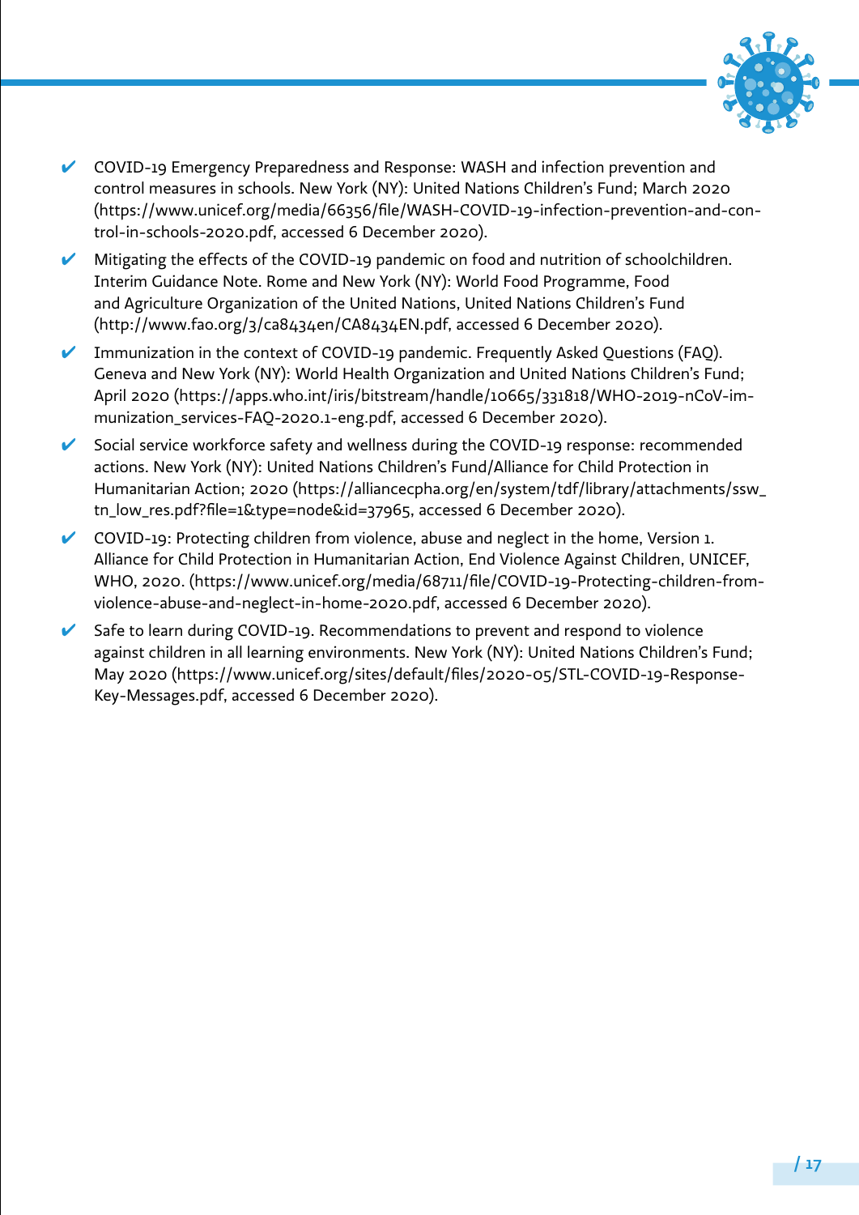- ✔ COVID-19 Emergency Preparedness and Response: WASH and infection prevention and control measures in schools. New York (NY): United Nations Children's Fund; March 2020 (https://www.unicef.org/media/66356/file/WASH-COVID-19-infection-prevention-and-control-in-schools-2020.pdf, accessed 6 December 2020).
- ✔ Mitigating the effects of the COVID-19 pandemic on food and nutrition of schoolchildren. Interim Guidance Note. Rome and New York (NY): World Food Programme, Food and Agriculture Organization of the United Nations, United Nations Children's Fund (http://www.fao.org/3/ca8434en/CA8434EN.pdf, accessed 6 December 2020).
- ✔ Immunization in the context of COVID-19 pandemic. Frequently Asked Questions (FAQ). Geneva and New York (NY): World Health Organization and United Nations Children's Fund; April 2020 (https://apps.who.int/iris/bitstream/handle/10665/331818/WHO-2019-nCoV-immunization_services-FAQ-2020.1-eng.pdf, accessed 6 December 2020).
- ✔ Social service workforce safety and wellness during the COVID-19 response: recommended actions. New York (NY): United Nations Children's Fund/Alliance for Child Protection in Humanitarian Action; 2020 (https://alliancecpha.org/en/system/tdf/library/attachments/ssw_tn_low_res.pdf?file=1&type=node&id=37965, accessed 6 December 2020).
- ✔ COVID-19: Protecting children from violence, abuse and neglect in the home, Version 1. Alliance for Child Protection in Humanitarian Action, End Violence Against Children, UNICEF, WHO, 2020. (https://www.unicef.org/media/68711/file/COVID-19-Protecting-children-from-violence-abuse-and-neglect-in-home-2020.pdf, accessed 6 December 2020).
- ✔ Safe to learn during COVID-19. Recommendations to prevent and respond to violence against children in all learning environments. New York (NY): United Nations Children's Fund; May 2020 (https://www.unicef.org/sites/default/files/2020-05/STL-COVID-19-Response-Key-Messages.pdf, accessed 6 December 2020).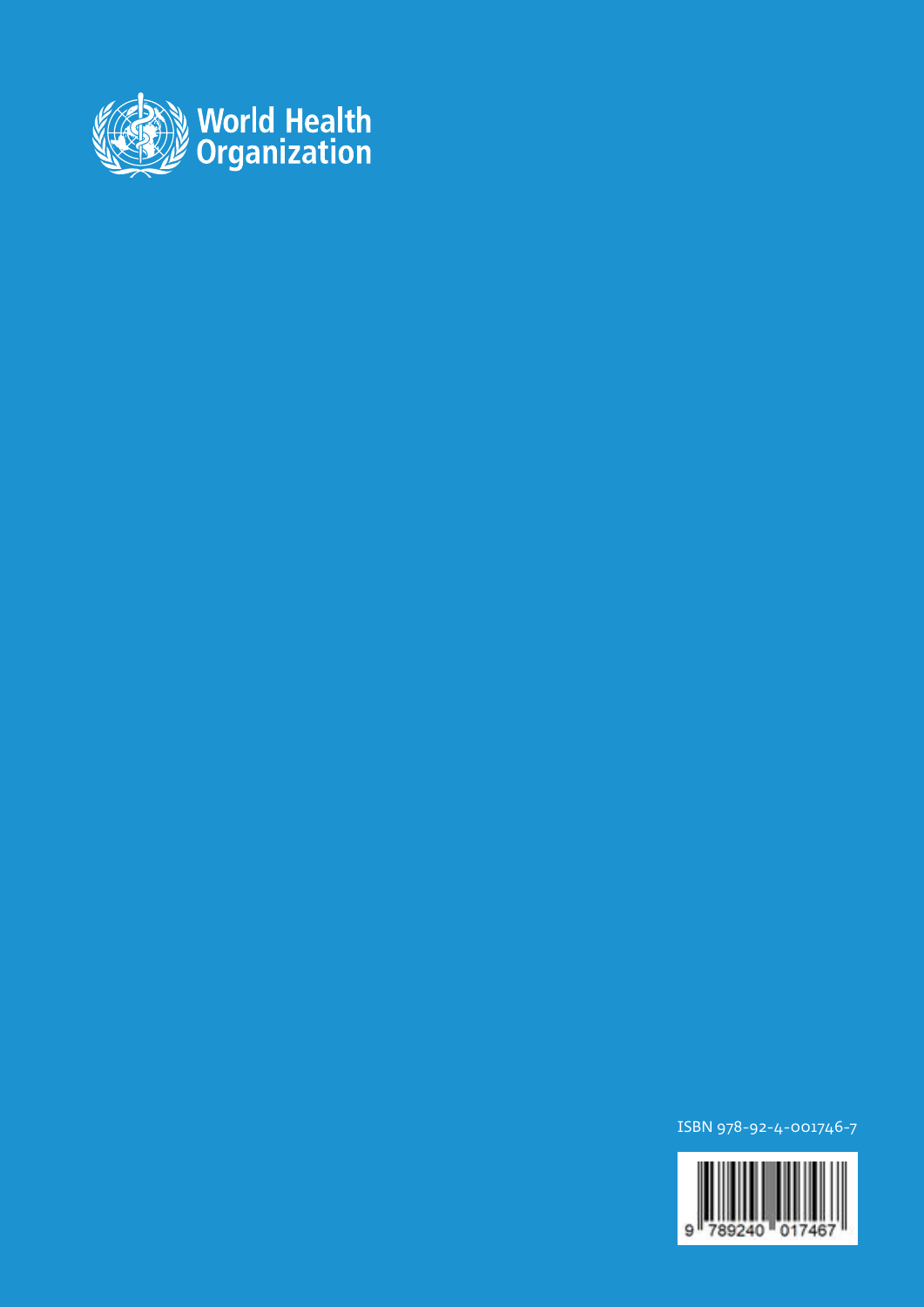World Health Organization

ISBN 978-92-4-001746-7